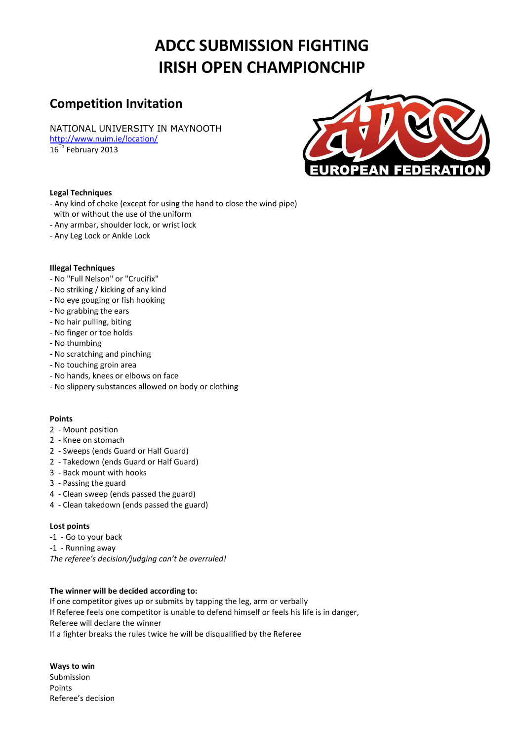# ADCC SUBMISSION FIGHTING
# IRISH OPEN CHAMPIONCHIP

## Competition Invitation

NATIONAL UNIVERSITY IN MAYNOOTH
http://www.nuim.ie/location/
16th February 2013

**Legal Techniques**

- Any kind of choke (except for using the hand to close the wind pipe) with or without the use of the uniform
- Any armbar, shoulder lock, or wrist lock
- Any Leg Lock or Ankle Lock

**Illegal Techniques**

- No "Full Nelson" or "Crucifix"
- No striking / kicking of any kind
- No eye gouging or fish hooking
- No grabbing the ears
- No hair pulling, biting
- No finger or toe holds
- No thumbing
- No scratching and pinching
- No touching groin area
- No hands, knees or elbows on face
- No slippery substances allowed on body or clothing

**Points**

2 - Mount position
2 - Knee on stomach
2 - Sweeps (ends Guard or Half Guard)
2 - Takedown (ends Guard or Half Guard)
3 - Back mount with hooks
3 - Passing the guard
4 - Clean sweep (ends passed the guard)
4 - Clean takedown (ends passed the guard)

**Lost points**

-1 - Go to your back
-1 - Running away
*The referee's decision/judging can't be overruled!*

**The winner will be decided according to:**

If one competitor gives up or submits by tapping the leg, arm or verbally
If Referee feels one competitor is unable to defend himself or feels his life is in danger, Referee will declare the winner
If a fighter breaks the rules twice he will be disqualified by the Referee

**Ways to win**

Submission
Points
Referee's decision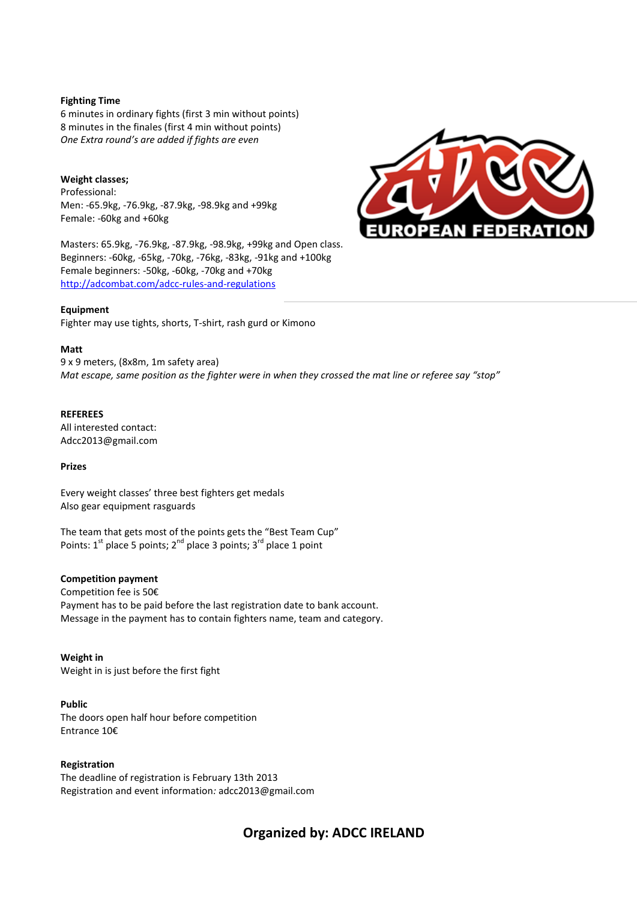**Fighting Time**
6 minutes in ordinary fights (first 3 min without points)
8 minutes in the finales (first 4 min without points)
*One Extra round's are added if fights are even*

**Weight classes;**
Professional:
Men: -65.9kg, -76.9kg, -87.9kg, -98.9kg and +99kg
Female: -60kg and +60kg

Masters: 65.9kg, -76.9kg, -87.9kg, -98.9kg, +99kg and Open class.
Beginners: -60kg, -65kg, -70kg, -76kg, -83kg, -91kg and +100kg
Female beginners: -50kg, -60kg, -70kg and +70kg
http://adcombat.com/adcc-rules-and-regulations

**Equipment**
Fighter may use tights, shorts, T-shirt, rash gurd or Kimono

**Matt**
9 x 9 meters, (8x8m, 1m safety area)
*Mat escape, same position as the fighter were in when they crossed the mat line or referee say "stop"*

**REFEREES**
All interested contact:
Adcc2013@gmail.com

**Prizes**

Every weight classes' three best fighters get medals
Also gear equipment rasguards

The team that gets most of the points gets the "Best Team Cup"
Points: 1st place 5 points; 2nd place 3 points; 3rd place 1 point

**Competition payment**
Competition fee is 50€
Payment has to be paid before the last registration date to bank account.
Message in the payment has to contain fighters name, team and category.

**Weight in**
Weight in is just before the first fight

**Public**
The doors open half hour before competition
Entrance 10€

**Registration**
The deadline of registration is February 13th 2013
Registration and event information*:* adcc2013@gmail.com

**Organized by: ADCC IRELAND**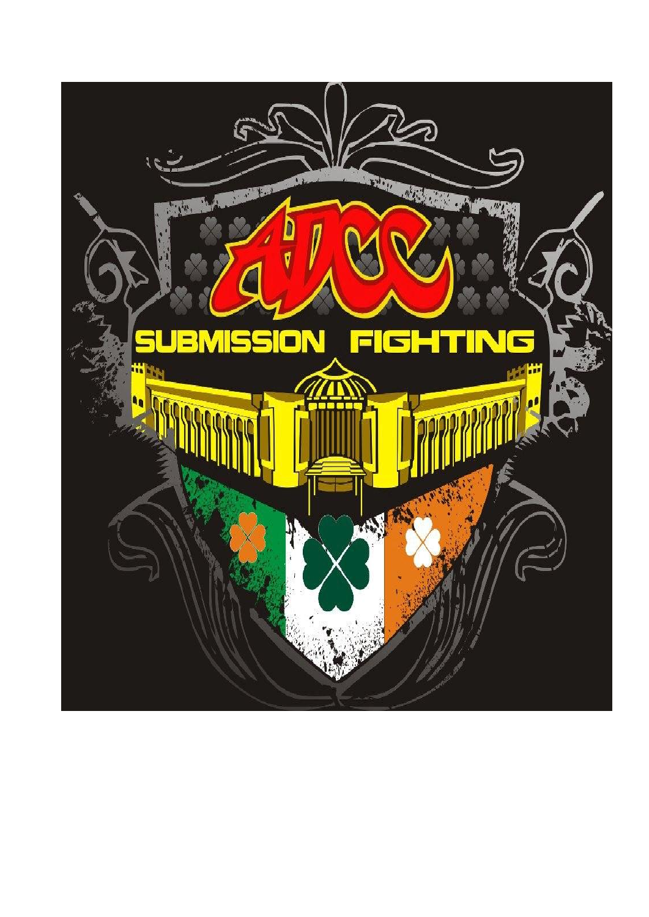ADCC

SUBMISSION FIGHTING